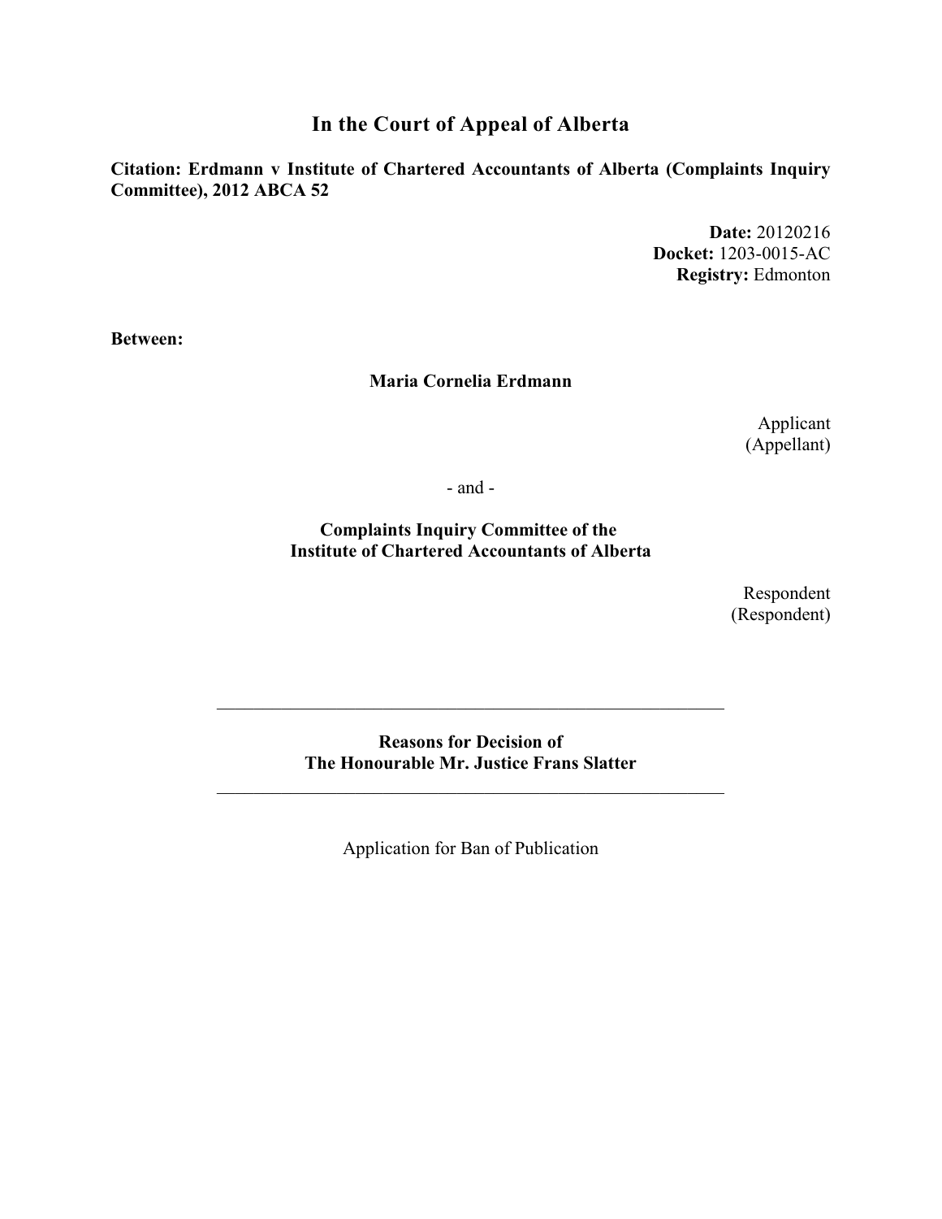# In the Court of Appeal of Alberta

**Citation: Erdmann v Institute of Chartered Accountants of Alberta (Complaints Inquiry Committee), 2012 ABCA 52**

**Date:** 20120216
**Docket:** 1203-0015-AC
**Registry:** Edmonton

**Between:**

**Maria Cornelia Erdmann**

Applicant
(Appellant)

- and -

**Complaints Inquiry Committee of the Institute of Chartered Accountants of Alberta**

Respondent
(Respondent)

---

**Reasons for Decision of**
**The Honourable Mr. Justice Frans Slatter**

---

Application for Ban of Publication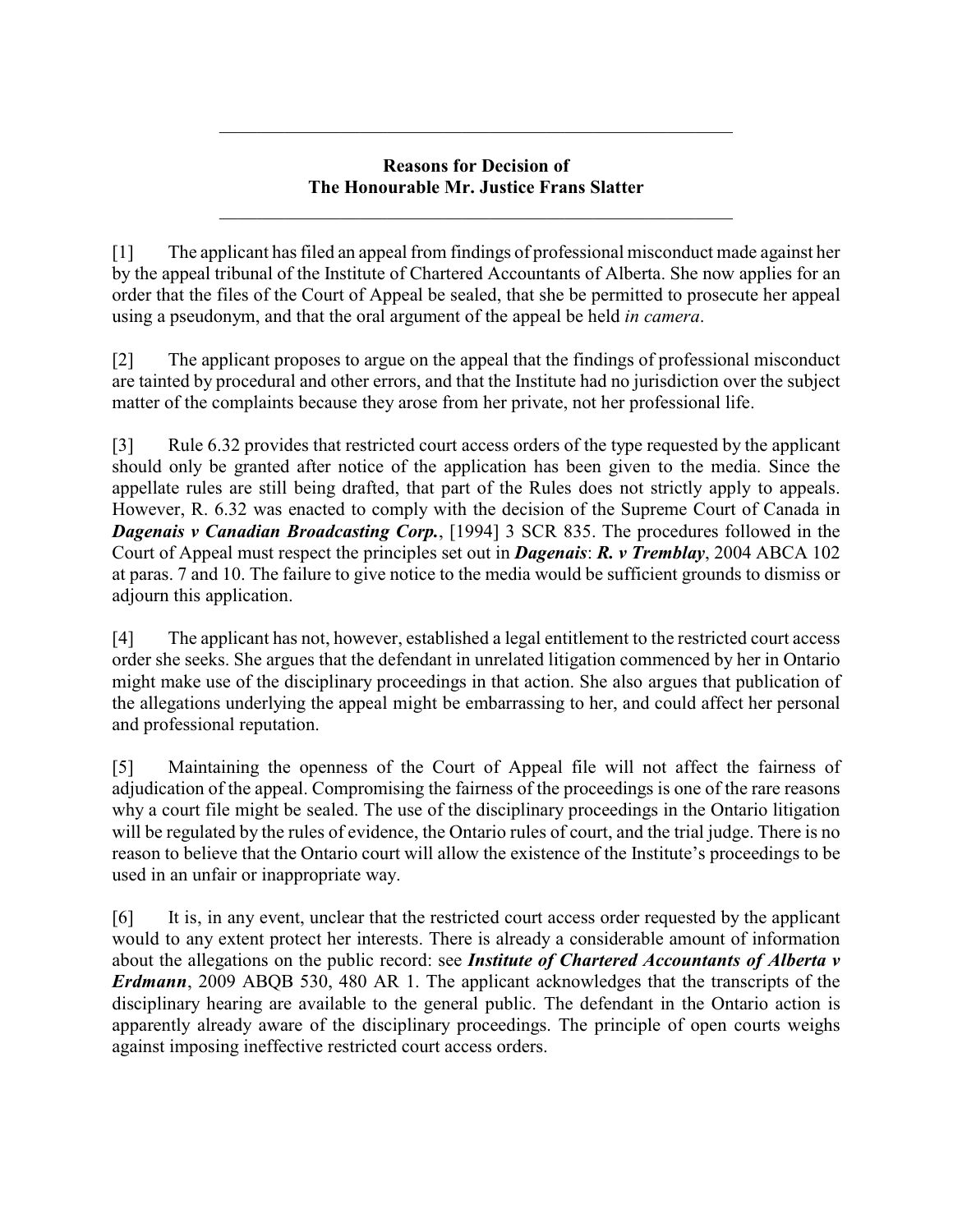## Reasons for Decision of
## The Honourable Mr. Justice Frans Slatter

[1] The applicant has filed an appeal from findings of professional misconduct made against her by the appeal tribunal of the Institute of Chartered Accountants of Alberta. She now applies for an order that the files of the Court of Appeal be sealed, that she be permitted to prosecute her appeal using a pseudonym, and that the oral argument of the appeal be held *in camera*.

[2] The applicant proposes to argue on the appeal that the findings of professional misconduct are tainted by procedural and other errors, and that the Institute had no jurisdiction over the subject matter of the complaints because they arose from her private, not her professional life.

[3] Rule 6.32 provides that restricted court access orders of the type requested by the applicant should only be granted after notice of the application has been given to the media. Since the appellate rules are still being drafted, that part of the Rules does not strictly apply to appeals. However, R. 6.32 was enacted to comply with the decision of the Supreme Court of Canada in ***Dagenais v Canadian Broadcasting Corp.***, [1994] 3 SCR 835. The procedures followed in the Court of Appeal must respect the principles set out in ***Dagenais***: ***R. v Tremblay***, 2004 ABCA 102 at paras. 7 and 10. The failure to give notice to the media would be sufficient grounds to dismiss or adjourn this application.

[4] The applicant has not, however, established a legal entitlement to the restricted court access order she seeks. She argues that the defendant in unrelated litigation commenced by her in Ontario might make use of the disciplinary proceedings in that action. She also argues that publication of the allegations underlying the appeal might be embarrassing to her, and could affect her personal and professional reputation.

[5] Maintaining the openness of the Court of Appeal file will not affect the fairness of adjudication of the appeal. Compromising the fairness of the proceedings is one of the rare reasons why a court file might be sealed. The use of the disciplinary proceedings in the Ontario litigation will be regulated by the rules of evidence, the Ontario rules of court, and the trial judge. There is no reason to believe that the Ontario court will allow the existence of the Institute's proceedings to be used in an unfair or inappropriate way.

[6] It is, in any event, unclear that the restricted court access order requested by the applicant would to any extent protect her interests. There is already a considerable amount of information about the allegations on the public record: see ***Institute of Chartered Accountants of Alberta v Erdmann***, 2009 ABQB 530, 480 AR 1. The applicant acknowledges that the transcripts of the disciplinary hearing are available to the general public. The defendant in the Ontario action is apparently already aware of the disciplinary proceedings. The principle of open courts weighs against imposing ineffective restricted court access orders.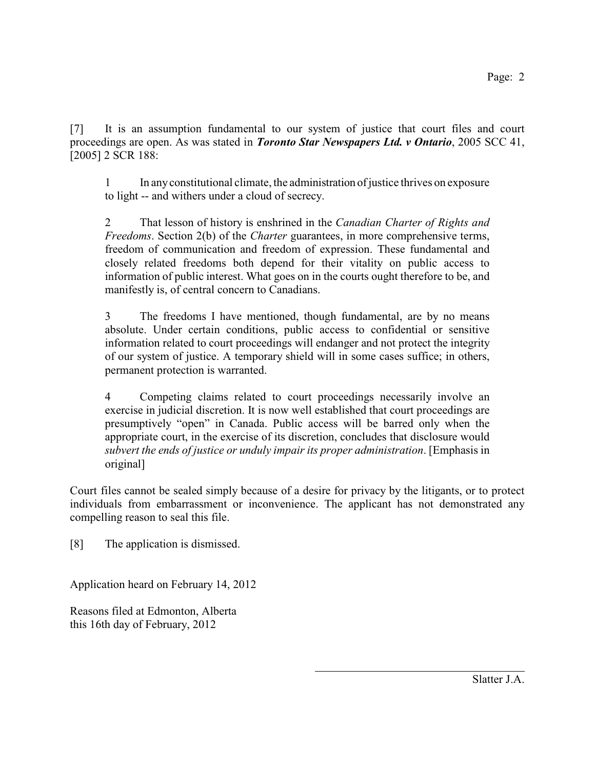[7] It is an assumption fundamental to our system of justice that court files and court proceedings are open. As was stated in ***Toronto Star Newspapers Ltd. v Ontario***, 2005 SCC 41, [2005] 2 SCR 188:

> 1 In any constitutional climate, the administration of justice thrives on exposure to light -- and withers under a cloud of secrecy.
>
> 2 That lesson of history is enshrined in the *Canadian Charter of Rights and Freedoms*. Section 2(b) of the *Charter* guarantees, in more comprehensive terms, freedom of communication and freedom of expression. These fundamental and closely related freedoms both depend for their vitality on public access to information of public interest. What goes on in the courts ought therefore to be, and manifestly is, of central concern to Canadians.
>
> 3 The freedoms I have mentioned, though fundamental, are by no means absolute. Under certain conditions, public access to confidential or sensitive information related to court proceedings will endanger and not protect the integrity of our system of justice. A temporary shield will in some cases suffice; in others, permanent protection is warranted.
>
> 4 Competing claims related to court proceedings necessarily involve an exercise in judicial discretion. It is now well established that court proceedings are presumptively "open" in Canada. Public access will be barred only when the appropriate court, in the exercise of its discretion, concludes that disclosure would *subvert the ends of justice or unduly impair its proper administration*. [Emphasis in original]

Court files cannot be sealed simply because of a desire for privacy by the litigants, or to protect individuals from embarrassment or inconvenience. The applicant has not demonstrated any compelling reason to seal this file.

[8] The application is dismissed.

Application heard on February 14, 2012

Reasons filed at Edmonton, Alberta
this 16th day of February, 2012

Slatter J.A.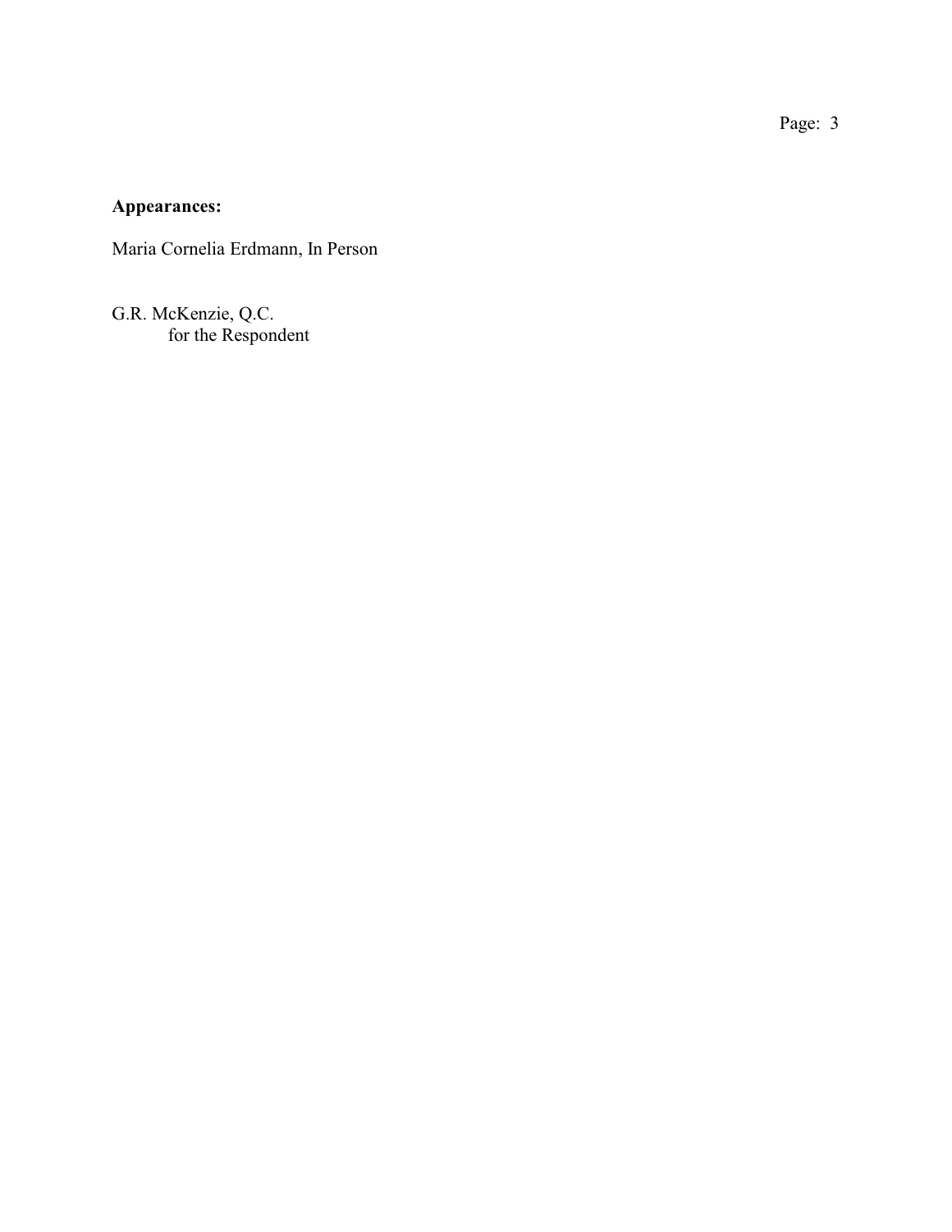**Appearances:**

Maria Cornelia Erdmann, In Person

G.R. McKenzie, Q.C.
for the Respondent